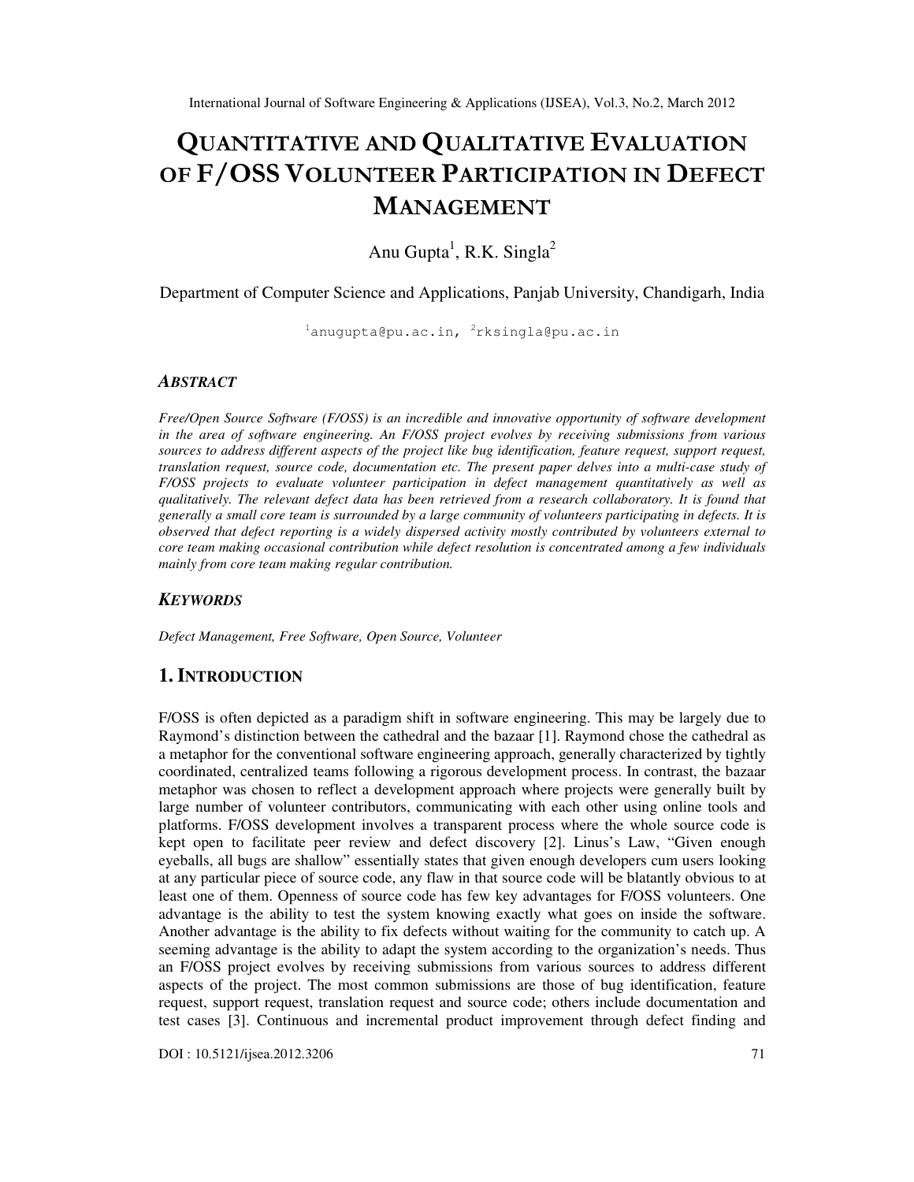# QUANTITATIVE AND QUALITATIVE EVALUATION OF F/OSS VOLUNTEER PARTICIPATION IN DEFECT MANAGEMENT

Anu Gupta[1], R.K. Singla[2]

Department of Computer Science and Applications, Panjab University, Chandigarh, India

[1]anugupta@pu.ac.in, [2]rksingla@pu.ac.in

## ABSTRACT

*Free/Open Source Software (F/OSS) is an incredible and innovative opportunity of software development in the area of software engineering. An F/OSS project evolves by receiving submissions from various sources to address different aspects of the project like bug identification, feature request, support request, translation request, source code, documentation etc. The present paper delves into a multi-case study of F/OSS projects to evaluate volunteer participation in defect management quantitatively as well as qualitatively. The relevant defect data has been retrieved from a research collaboratory. It is found that generally a small core team is surrounded by a large community of volunteers participating in defects. It is observed that defect reporting is a widely dispersed activity mostly contributed by volunteers external to core team making occasional contribution while defect resolution is concentrated among a few individuals mainly from core team making regular contribution.*

## KEYWORDS

*Defect Management, Free Software, Open Source, Volunteer*

## 1. INTRODUCTION

F/OSS is often depicted as a paradigm shift in software engineering. This may be largely due to Raymond's distinction between the cathedral and the bazaar [1]. Raymond chose the cathedral as a metaphor for the conventional software engineering approach, generally characterized by tightly coordinated, centralized teams following a rigorous development process. In contrast, the bazaar metaphor was chosen to reflect a development approach where projects were generally built by large number of volunteer contributors, communicating with each other using online tools and platforms. F/OSS development involves a transparent process where the whole source code is kept open to facilitate peer review and defect discovery [2]. Linus's Law, "Given enough eyeballs, all bugs are shallow" essentially states that given enough developers cum users looking at any particular piece of source code, any flaw in that source code will be blatantly obvious to at least one of them. Openness of source code has few key advantages for F/OSS volunteers. One advantage is the ability to test the system knowing exactly what goes on inside the software. Another advantage is the ability to fix defects without waiting for the community to catch up. A seeming advantage is the ability to adapt the system according to the organization's needs. Thus an F/OSS project evolves by receiving submissions from various sources to address different aspects of the project. The most common submissions are those of bug identification, feature request, support request, translation request and source code; others include documentation and test cases [3]. Continuous and incremental product improvement through defect finding and

DOI : 10.5121/ijsea.2012.3206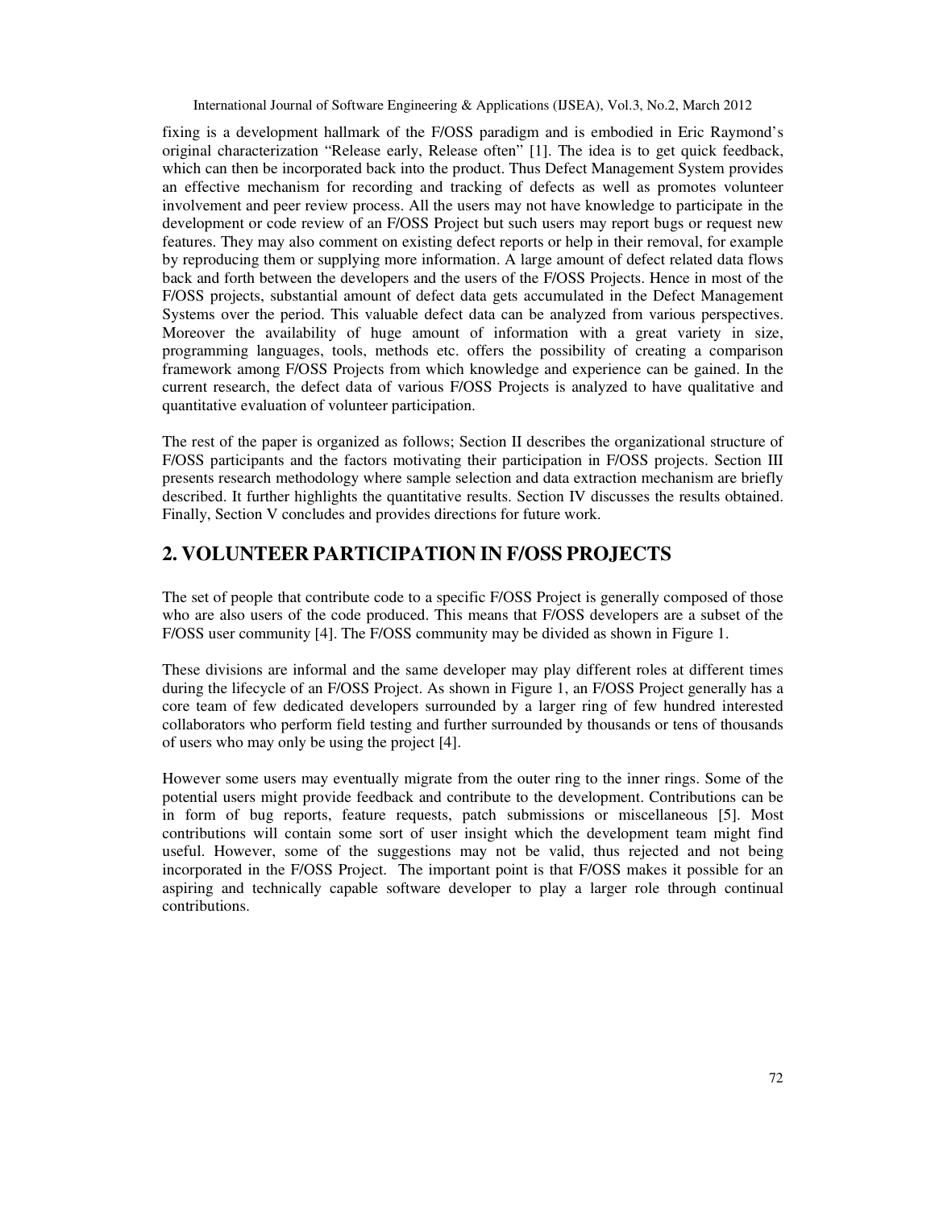fixing is a development hallmark of the F/OSS paradigm and is embodied in Eric Raymond's original characterization "Release early, Release often" [1]. The idea is to get quick feedback, which can then be incorporated back into the product. Thus Defect Management System provides an effective mechanism for recording and tracking of defects as well as promotes volunteer involvement and peer review process. All the users may not have knowledge to participate in the development or code review of an F/OSS Project but such users may report bugs or request new features. They may also comment on existing defect reports or help in their removal, for example by reproducing them or supplying more information. A large amount of defect related data flows back and forth between the developers and the users of the F/OSS Projects. Hence in most of the F/OSS projects, substantial amount of defect data gets accumulated in the Defect Management Systems over the period. This valuable defect data can be analyzed from various perspectives. Moreover the availability of huge amount of information with a great variety in size, programming languages, tools, methods etc. offers the possibility of creating a comparison framework among F/OSS Projects from which knowledge and experience can be gained. In the current research, the defect data of various F/OSS Projects is analyzed to have qualitative and quantitative evaluation of volunteer participation.

The rest of the paper is organized as follows; Section II describes the organizational structure of F/OSS participants and the factors motivating their participation in F/OSS projects. Section III presents research methodology where sample selection and data extraction mechanism are briefly described. It further highlights the quantitative results. Section IV discusses the results obtained. Finally, Section V concludes and provides directions for future work.

## 2. VOLUNTEER PARTICIPATION IN F/OSS PROJECTS

The set of people that contribute code to a specific F/OSS Project is generally composed of those who are also users of the code produced. This means that F/OSS developers are a subset of the F/OSS user community [4]. The F/OSS community may be divided as shown in Figure 1.

These divisions are informal and the same developer may play different roles at different times during the lifecycle of an F/OSS Project. As shown in Figure 1, an F/OSS Project generally has a core team of few dedicated developers surrounded by a larger ring of few hundred interested collaborators who perform field testing and further surrounded by thousands or tens of thousands of users who may only be using the project [4].

However some users may eventually migrate from the outer ring to the inner rings. Some of the potential users might provide feedback and contribute to the development. Contributions can be in form of bug reports, feature requests, patch submissions or miscellaneous [5]. Most contributions will contain some sort of user insight which the development team might find useful. However, some of the suggestions may not be valid, thus rejected and not being incorporated in the F/OSS Project. The important point is that F/OSS makes it possible for an aspiring and technically capable software developer to play a larger role through continual contributions.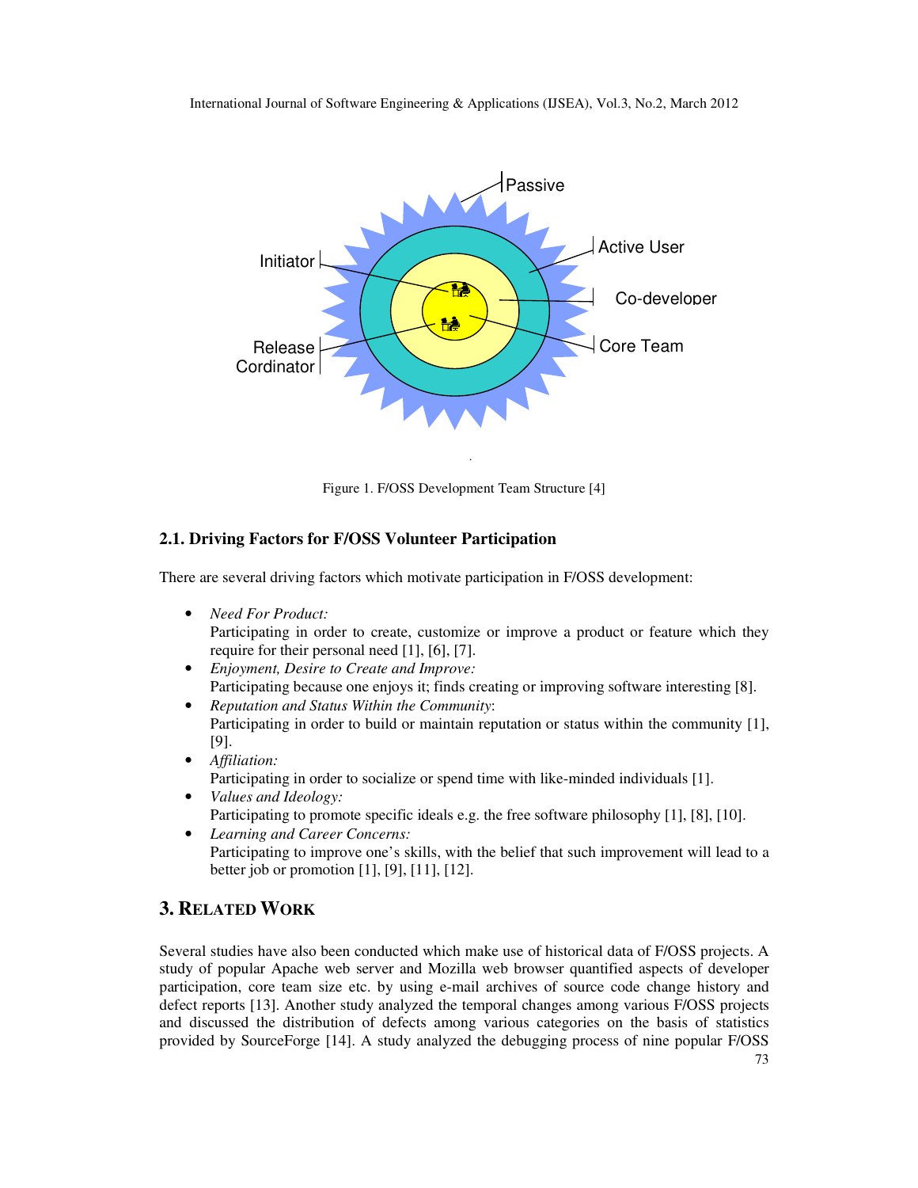Figure 1. F/OSS Development Team Structure [4]

### 2.1. Driving Factors for F/OSS Volunteer Participation

There are several driving factors which motivate participation in F/OSS development:

- *Need For Product:*
  Participating in order to create, customize or improve a product or feature which they require for their personal need [1], [6], [7].
- *Enjoyment, Desire to Create and Improve:*
  Participating because one enjoys it; finds creating or improving software interesting [8].
- *Reputation and Status Within the Community*:
  Participating in order to build or maintain reputation or status within the community [1], [9].
- *Affiliation:*
  Participating in order to socialize or spend time with like-minded individuals [1].
- *Values and Ideology:*
  Participating to promote specific ideals e.g. the free software philosophy [1], [8], [10].
- *Learning and Career Concerns:*
  Participating to improve one's skills, with the belief that such improvement will lead to a better job or promotion [1], [9], [11], [12].

## 3. Related Work

Several studies have also been conducted which make use of historical data of F/OSS projects. A study of popular Apache web server and Mozilla web browser quantified aspects of developer participation, core team size etc. by using e-mail archives of source code change history and defect reports [13]. Another study analyzed the temporal changes among various F/OSS projects and discussed the distribution of defects among various categories on the basis of statistics provided by SourceForge [14]. A study analyzed the debugging process of nine popular F/OSS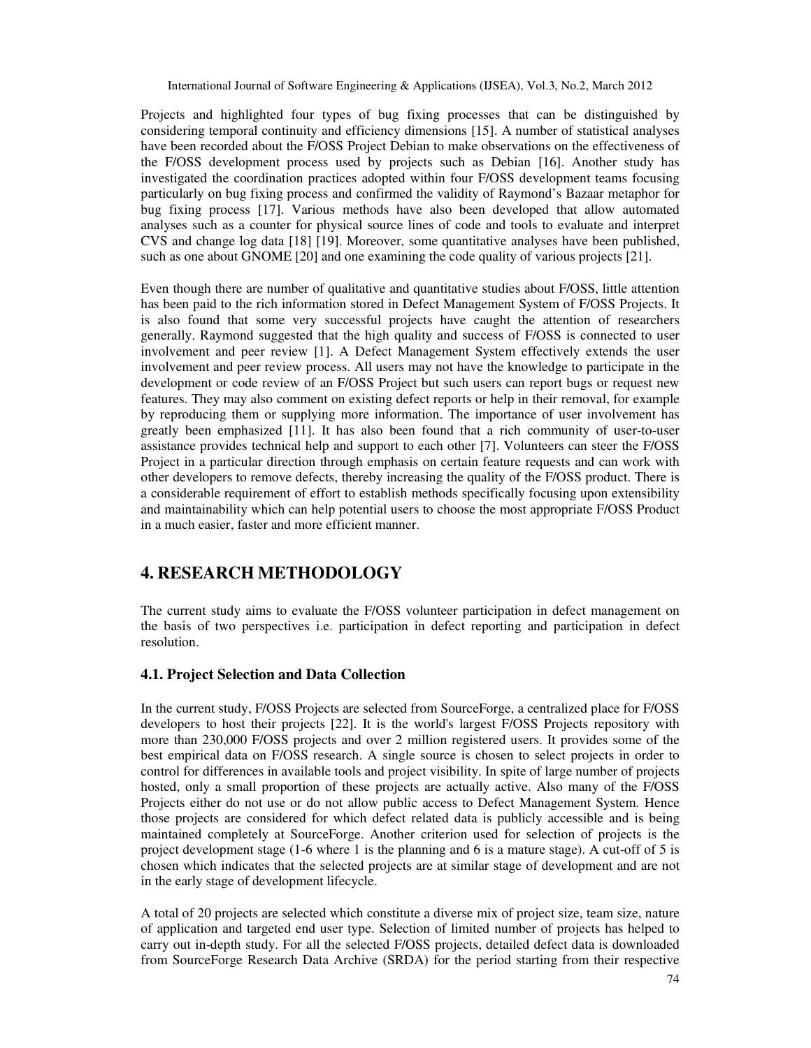Projects and highlighted four types of bug fixing processes that can be distinguished by considering temporal continuity and efficiency dimensions [15]. A number of statistical analyses have been recorded about the F/OSS Project Debian to make observations on the effectiveness of the F/OSS development process used by projects such as Debian [16]. Another study has investigated the coordination practices adopted within four F/OSS development teams focusing particularly on bug fixing process and confirmed the validity of Raymond's Bazaar metaphor for bug fixing process [17]. Various methods have also been developed that allow automated analyses such as a counter for physical source lines of code and tools to evaluate and interpret CVS and change log data [18] [19]. Moreover, some quantitative analyses have been published, such as one about GNOME [20] and one examining the code quality of various projects [21].

Even though there are number of qualitative and quantitative studies about F/OSS, little attention has been paid to the rich information stored in Defect Management System of F/OSS Projects. It is also found that some very successful projects have caught the attention of researchers generally. Raymond suggested that the high quality and success of F/OSS is connected to user involvement and peer review [1]. A Defect Management System effectively extends the user involvement and peer review process. All users may not have the knowledge to participate in the development or code review of an F/OSS Project but such users can report bugs or request new features. They may also comment on existing defect reports or help in their removal, for example by reproducing them or supplying more information. The importance of user involvement has greatly been emphasized [11]. It has also been found that a rich community of user-to-user assistance provides technical help and support to each other [7]. Volunteers can steer the F/OSS Project in a particular direction through emphasis on certain feature requests and can work with other developers to remove defects, thereby increasing the quality of the F/OSS product. There is a considerable requirement of effort to establish methods specifically focusing upon extensibility and maintainability which can help potential users to choose the most appropriate F/OSS Product in a much easier, faster and more efficient manner.

## 4. RESEARCH METHODOLOGY

The current study aims to evaluate the F/OSS volunteer participation in defect management on the basis of two perspectives i.e. participation in defect reporting and participation in defect resolution.

### 4.1. Project Selection and Data Collection

In the current study, F/OSS Projects are selected from SourceForge, a centralized place for F/OSS developers to host their projects [22]. It is the world's largest F/OSS Projects repository with more than 230,000 F/OSS projects and over 2 million registered users. It provides some of the best empirical data on F/OSS research. A single source is chosen to select projects in order to control for differences in available tools and project visibility. In spite of large number of projects hosted, only a small proportion of these projects are actually active. Also many of the F/OSS Projects either do not use or do not allow public access to Defect Management System. Hence those projects are considered for which defect related data is publicly accessible and is being maintained completely at SourceForge. Another criterion used for selection of projects is the project development stage (1-6 where 1 is the planning and 6 is a mature stage). A cut-off of 5 is chosen which indicates that the selected projects are at similar stage of development and are not in the early stage of development lifecycle.

A total of 20 projects are selected which constitute a diverse mix of project size, team size, nature of application and targeted end user type. Selection of limited number of projects has helped to carry out in-depth study. For all the selected F/OSS projects, detailed defect data is downloaded from SourceForge Research Data Archive (SRDA) for the period starting from their respective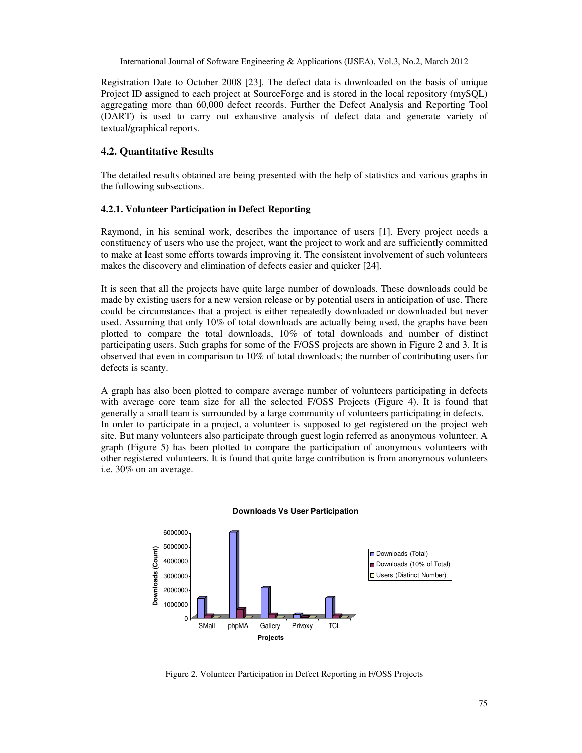Registration Date to October 2008 [23]. The defect data is downloaded on the basis of unique Project ID assigned to each project at SourceForge and is stored in the local repository (mySQL) aggregating more than 60,000 defect records. Further the Defect Analysis and Reporting Tool (DART) is used to carry out exhaustive analysis of defect data and generate variety of textual/graphical reports.

## 4.2. Quantitative Results

The detailed results obtained are being presented with the help of statistics and various graphs in the following subsections.

### 4.2.1. Volunteer Participation in Defect Reporting

Raymond, in his seminal work, describes the importance of users [1]. Every project needs a constituency of users who use the project, want the project to work and are sufficiently committed to make at least some efforts towards improving it. The consistent involvement of such volunteers makes the discovery and elimination of defects easier and quicker [24].

It is seen that all the projects have quite large number of downloads. These downloads could be made by existing users for a new version release or by potential users in anticipation of use. There could be circumstances that a project is either repeatedly downloaded or downloaded but never used. Assuming that only 10% of total downloads are actually being used, the graphs have been plotted to compare the total downloads, 10% of total downloads and number of distinct participating users. Such graphs for some of the F/OSS projects are shown in Figure 2 and 3. It is observed that even in comparison to 10% of total downloads; the number of contributing users for defects is scanty.

A graph has also been plotted to compare average number of volunteers participating in defects with average core team size for all the selected F/OSS Projects (Figure 4). It is found that generally a small team is surrounded by a large community of volunteers participating in defects. In order to participate in a project, a volunteer is supposed to get registered on the project web site. But many volunteers also participate through guest login referred as anonymous volunteer. A graph (Figure 5) has been plotted to compare the participation of anonymous volunteers with other registered volunteers. It is found that quite large contribution is from anonymous volunteers i.e. 30% on an average.

Figure 2. Volunteer Participation in Defect Reporting in F/OSS Projects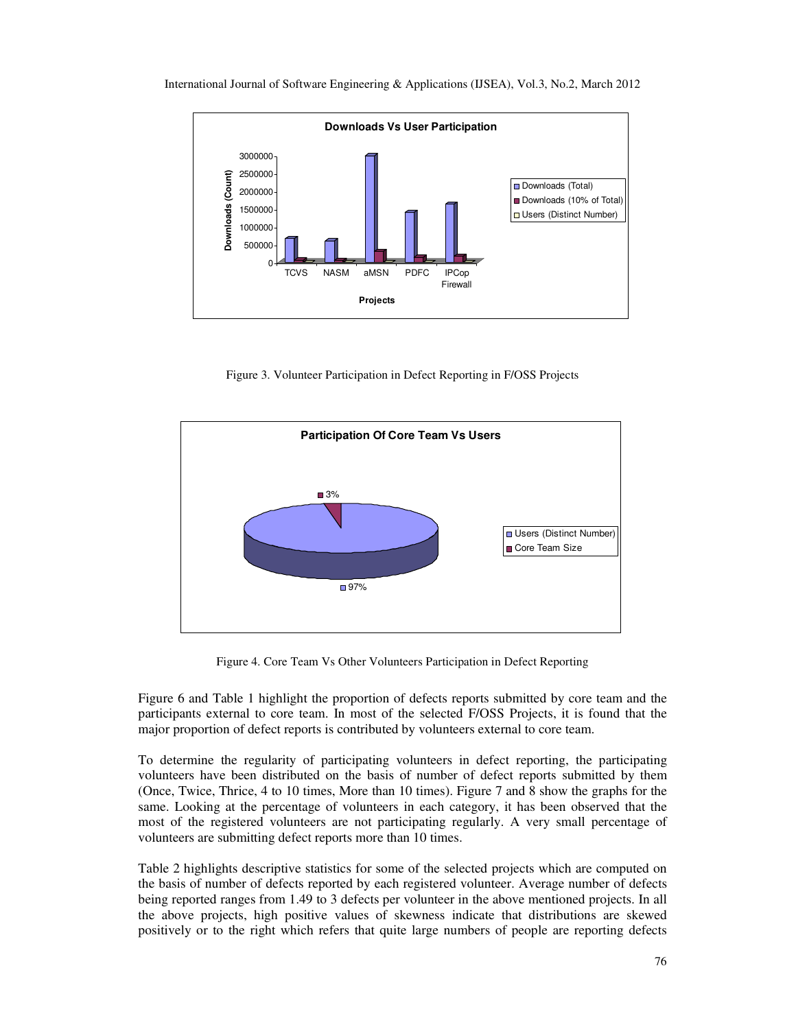Figure 3. Volunteer Participation in Defect Reporting in F/OSS Projects

Figure 4. Core Team Vs Other Volunteers Participation in Defect Reporting

Figure 6 and Table 1 highlight the proportion of defects reports submitted by core team and the participants external to core team. In most of the selected F/OSS Projects, it is found that the major proportion of defect reports is contributed by volunteers external to core team.

To determine the regularity of participating volunteers in defect reporting, the participating volunteers have been distributed on the basis of number of defect reports submitted by them (Once, Twice, Thrice, 4 to 10 times, More than 10 times). Figure 7 and 8 show the graphs for the same. Looking at the percentage of volunteers in each category, it has been observed that the most of the registered volunteers are not participating regularly. A very small percentage of volunteers are submitting defect reports more than 10 times.

Table 2 highlights descriptive statistics for some of the selected projects which are computed on the basis of number of defects reported by each registered volunteer. Average number of defects being reported ranges from 1.49 to 3 defects per volunteer in the above mentioned projects. In all the above projects, high positive values of skewness indicate that distributions are skewed positively or to the right which refers that quite large numbers of people are reporting defects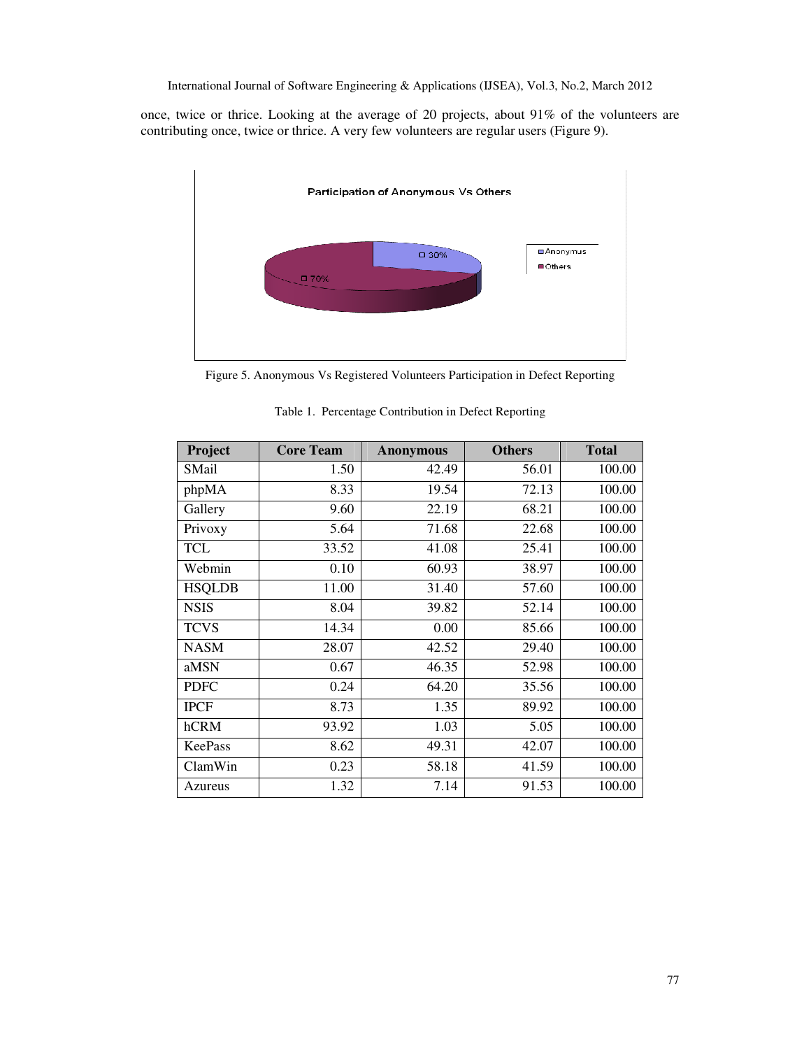once, twice or thrice. Looking at the average of 20 projects, about 91% of the volunteers are contributing once, twice or thrice. A very few volunteers are regular users (Figure 9).

Figure 5. Anonymous Vs Registered Volunteers Participation in Defect Reporting

Table 1. Percentage Contribution in Defect Reporting

| Project | Core Team | Anonymous | Others | Total |
|---|---|---|---|---|
| SMail | 1.50 | 42.49 | 56.01 | 100.00 |
| phpMA | 8.33 | 19.54 | 72.13 | 100.00 |
| Gallery | 9.60 | 22.19 | 68.21 | 100.00 |
| Privoxy | 5.64 | 71.68 | 22.68 | 100.00 |
| TCL | 33.52 | 41.08 | 25.41 | 100.00 |
| Webmin | 0.10 | 60.93 | 38.97 | 100.00 |
| HSQLDB | 11.00 | 31.40 | 57.60 | 100.00 |
| NSIS | 8.04 | 39.82 | 52.14 | 100.00 |
| TCVS | 14.34 | 0.00 | 85.66 | 100.00 |
| NASM | 28.07 | 42.52 | 29.40 | 100.00 |
| aMSN | 0.67 | 46.35 | 52.98 | 100.00 |
| PDFC | 0.24 | 64.20 | 35.56 | 100.00 |
| IPCF | 8.73 | 1.35 | 89.92 | 100.00 |
| hCRM | 93.92 | 1.03 | 5.05 | 100.00 |
| KeePass | 8.62 | 49.31 | 42.07 | 100.00 |
| ClamWin | 0.23 | 58.18 | 41.59 | 100.00 |
| Azureus | 1.32 | 7.14 | 91.53 | 100.00 |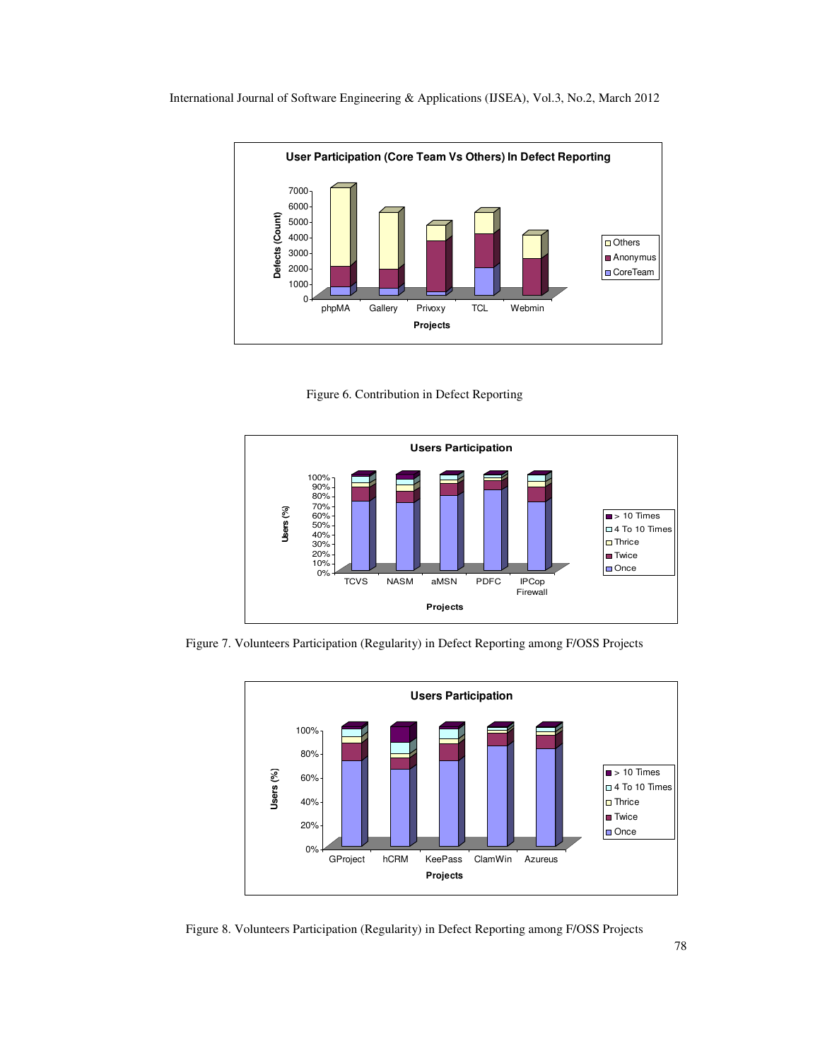Figure 6. Contribution in Defect Reporting

Figure 7. Volunteers Participation (Regularity) in Defect Reporting among F/OSS Projects

Figure 8. Volunteers Participation (Regularity) in Defect Reporting among F/OSS Projects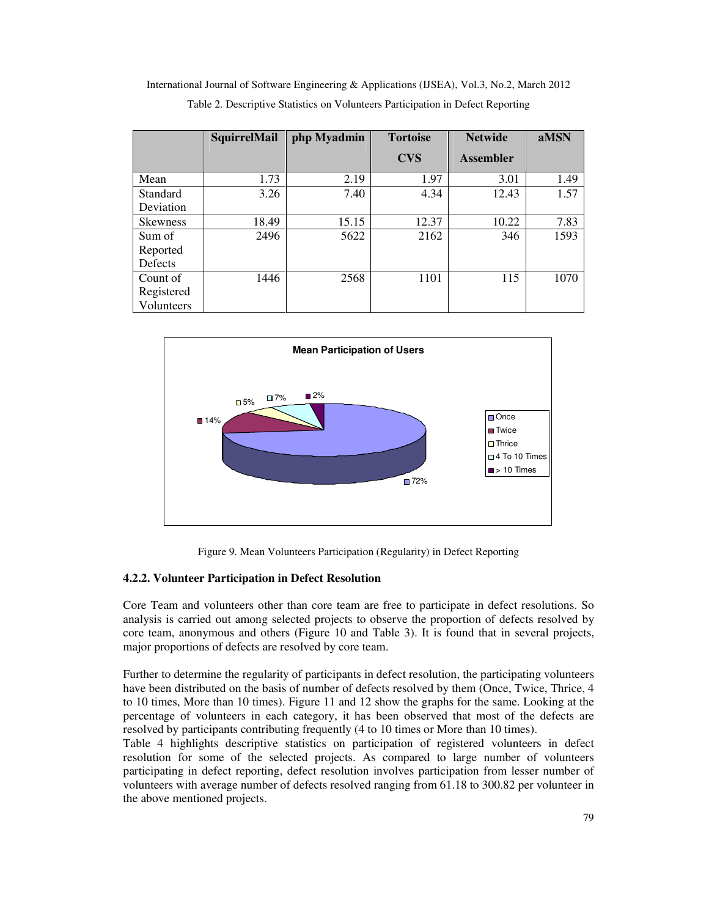Table 2. Descriptive Statistics on Volunteers Participation in Defect Reporting

| | SquirrelMail | php Myadmin | Tortoise CVS | Netwide Assembler | aMSN |
|---|---|---|---|---|---|
| Mean | 1.73 | 2.19 | 1.97 | 3.01 | 1.49 |
| Standard Deviation | 3.26 | 7.40 | 4.34 | 12.43 | 1.57 |
| Skewness | 18.49 | 15.15 | 12.37 | 10.22 | 7.83 |
| Sum of Reported Defects | 2496 | 5622 | 2162 | 346 | 1593 |
| Count of Registered Volunteers | 1446 | 2568 | 1101 | 115 | 1070 |

Figure 9. Mean Volunteers Participation (Regularity) in Defect Reporting

### 4.2.2. Volunteer Participation in Defect Resolution

Core Team and volunteers other than core team are free to participate in defect resolutions. So analysis is carried out among selected projects to observe the proportion of defects resolved by core team, anonymous and others (Figure 10 and Table 3). It is found that in several projects, major proportions of defects are resolved by core team.

Further to determine the regularity of participants in defect resolution, the participating volunteers have been distributed on the basis of number of defects resolved by them (Once, Twice, Thrice, 4 to 10 times, More than 10 times). Figure 11 and 12 show the graphs for the same. Looking at the percentage of volunteers in each category, it has been observed that most of the defects are resolved by participants contributing frequently (4 to 10 times or More than 10 times).

Table 4 highlights descriptive statistics on participation of registered volunteers in defect resolution for some of the selected projects. As compared to large number of volunteers participating in defect reporting, defect resolution involves participation from lesser number of volunteers with average number of defects resolved ranging from 61.18 to 300.82 per volunteer in the above mentioned projects.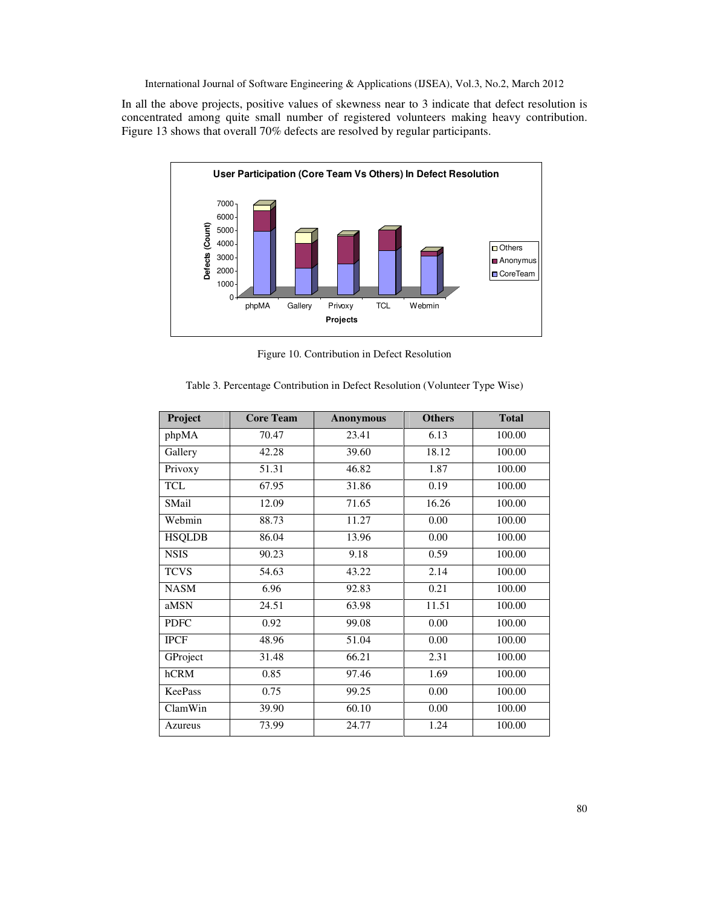In all the above projects, positive values of skewness near to 3 indicate that defect resolution is concentrated among quite small number of registered volunteers making heavy contribution. Figure 13 shows that overall 70% defects are resolved by regular participants.

Figure 10. Contribution in Defect Resolution

Table 3. Percentage Contribution in Defect Resolution (Volunteer Type Wise)

| Project | Core Team | Anonymous | Others | Total |
|---|---|---|---|---|
| phpMA | 70.47 | 23.41 | 6.13 | 100.00 |
| Gallery | 42.28 | 39.60 | 18.12 | 100.00 |
| Privoxy | 51.31 | 46.82 | 1.87 | 100.00 |
| TCL | 67.95 | 31.86 | 0.19 | 100.00 |
| SMail | 12.09 | 71.65 | 16.26 | 100.00 |
| Webmin | 88.73 | 11.27 | 0.00 | 100.00 |
| HSQLDB | 86.04 | 13.96 | 0.00 | 100.00 |
| NSIS | 90.23 | 9.18 | 0.59 | 100.00 |
| TCVS | 54.63 | 43.22 | 2.14 | 100.00 |
| NASM | 6.96 | 92.83 | 0.21 | 100.00 |
| aMSN | 24.51 | 63.98 | 11.51 | 100.00 |
| PDFC | 0.92 | 99.08 | 0.00 | 100.00 |
| IPCF | 48.96 | 51.04 | 0.00 | 100.00 |
| GProject | 31.48 | 66.21 | 2.31 | 100.00 |
| hCRM | 0.85 | 97.46 | 1.69 | 100.00 |
| KeePass | 0.75 | 99.25 | 0.00 | 100.00 |
| ClamWin | 39.90 | 60.10 | 0.00 | 100.00 |
| Azureus | 73.99 | 24.77 | 1.24 | 100.00 |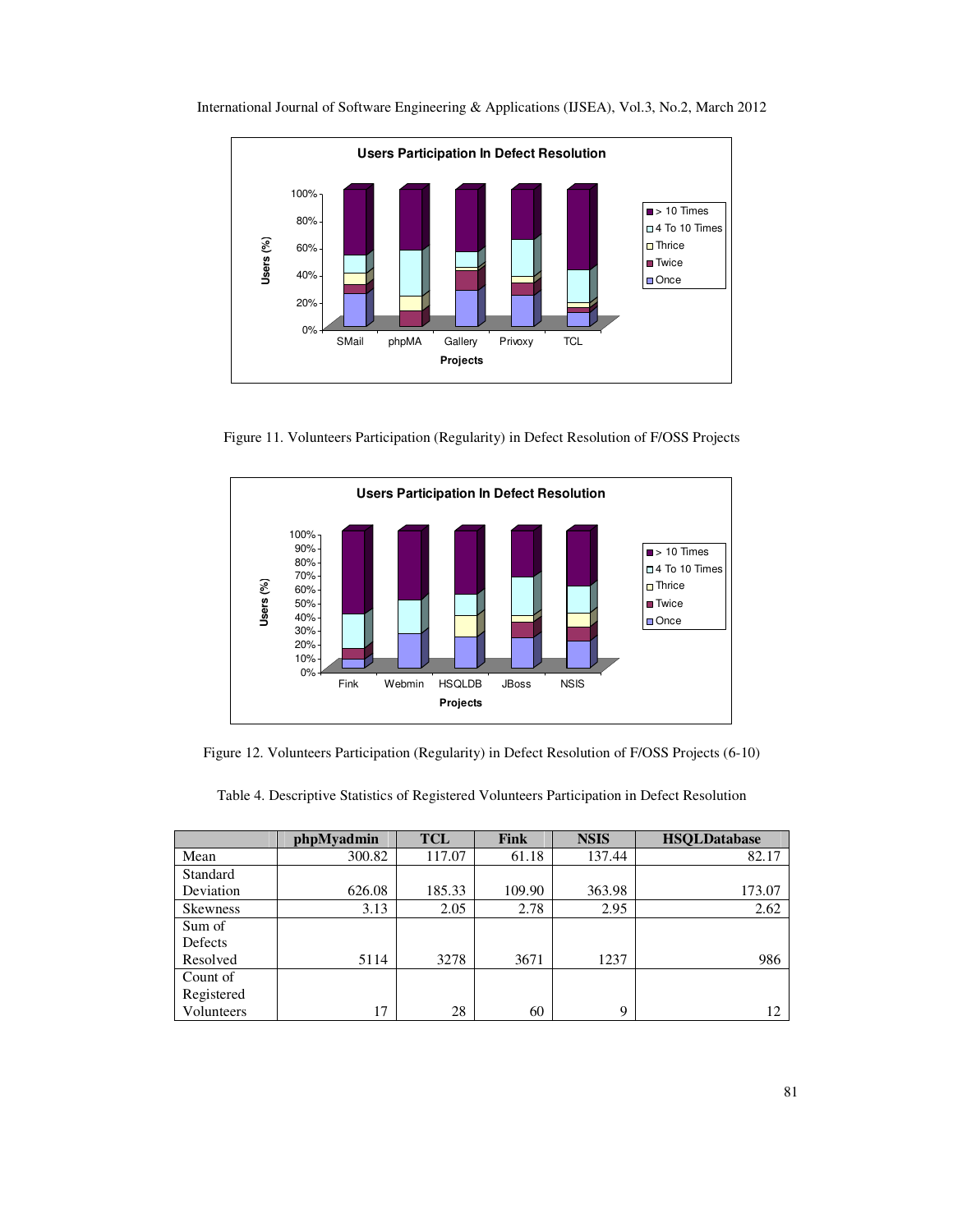Figure 11. Volunteers Participation (Regularity) in Defect Resolution of F/OSS Projects

Figure 12. Volunteers Participation (Regularity) in Defect Resolution of F/OSS Projects (6-10)

Table 4. Descriptive Statistics of Registered Volunteers Participation in Defect Resolution

| | phpMyadmin | TCL | Fink | NSIS | HSQLDatabase |
|---|---|---|---|---|---|
| Mean | 300.82 | 117.07 | 61.18 | 137.44 | 82.17 |
| Standard Deviation | 626.08 | 185.33 | 109.90 | 363.98 | 173.07 |
| Skewness | 3.13 | 2.05 | 2.78 | 2.95 | 2.62 |
| Sum of Defects Resolved | 5114 | 3278 | 3671 | 1237 | 986 |
| Count of Registered Volunteers | 17 | 28 | 60 | 9 | 12 |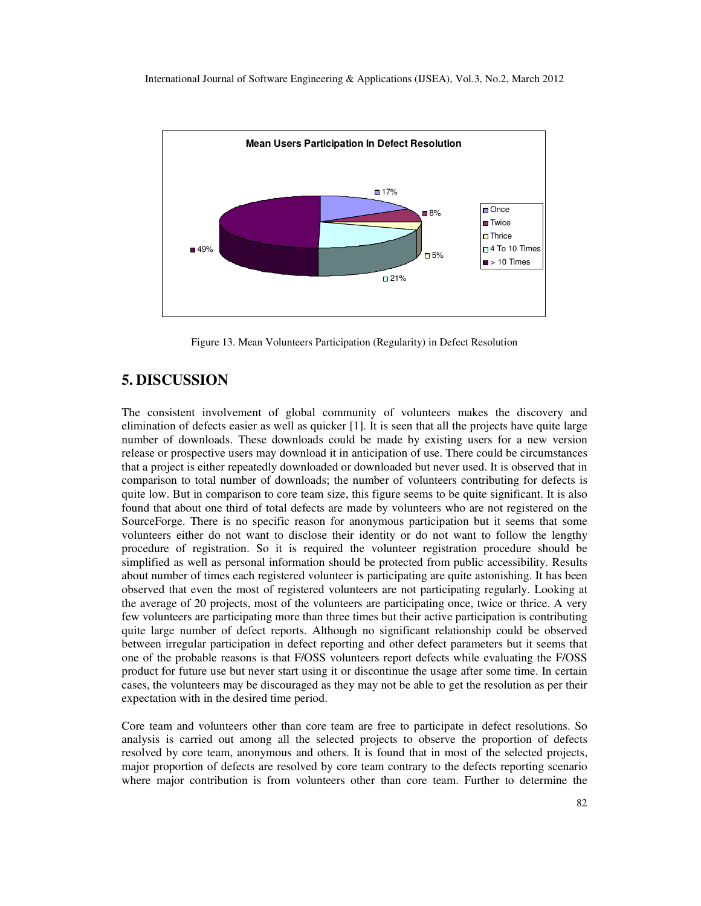Mean Users Participation In Defect Resolution

17%
8%
5%
21%
49%

Once
Twice
Thrice
4 To 10 Times
> 10 Times

Figure 13. Mean Volunteers Participation (Regularity) in Defect Resolution

## 5. DISCUSSION

The consistent involvement of global community of volunteers makes the discovery and elimination of defects easier as well as quicker [1]. It is seen that all the projects have quite large number of downloads. These downloads could be made by existing users for a new version release or prospective users may download it in anticipation of use. There could be circumstances that a project is either repeatedly downloaded or downloaded but never used. It is observed that in comparison to total number of downloads; the number of volunteers contributing for defects is quite low. But in comparison to core team size, this figure seems to be quite significant. It is also found that about one third of total defects are made by volunteers who are not registered on the SourceForge. There is no specific reason for anonymous participation but it seems that some volunteers either do not want to disclose their identity or do not want to follow the lengthy procedure of registration. So it is required the volunteer registration procedure should be simplified as well as personal information should be protected from public accessibility. Results about number of times each registered volunteer is participating are quite astonishing. It has been observed that even the most of registered volunteers are not participating regularly. Looking at the average of 20 projects, most of the volunteers are participating once, twice or thrice. A very few volunteers are participating more than three times but their active participation is contributing quite large number of defect reports. Although no significant relationship could be observed between irregular participation in defect reporting and other defect parameters but it seems that one of the probable reasons is that F/OSS volunteers report defects while evaluating the F/OSS product for future use but never start using it or discontinue the usage after some time. In certain cases, the volunteers may be discouraged as they may not be able to get the resolution as per their expectation with in the desired time period.

Core team and volunteers other than core team are free to participate in defect resolutions. So analysis is carried out among all the selected projects to observe the proportion of defects resolved by core team, anonymous and others. It is found that in most of the selected projects, major proportion of defects are resolved by core team contrary to the defects reporting scenario where major contribution is from volunteers other than core team. Further to determine the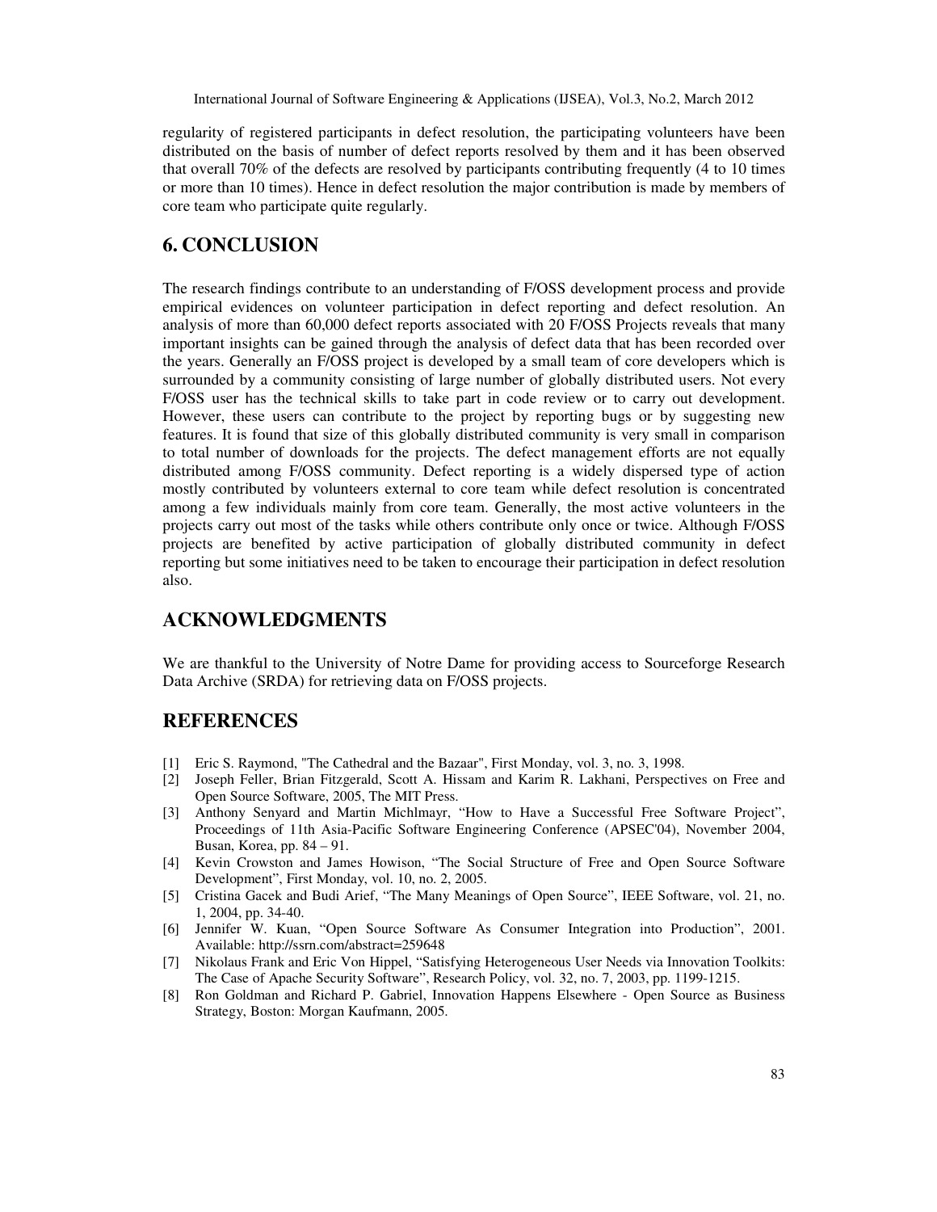regularity of registered participants in defect resolution, the participating volunteers have been distributed on the basis of number of defect reports resolved by them and it has been observed that overall 70% of the defects are resolved by participants contributing frequently (4 to 10 times or more than 10 times). Hence in defect resolution the major contribution is made by members of core team who participate quite regularly.

## 6. CONCLUSION

The research findings contribute to an understanding of F/OSS development process and provide empirical evidences on volunteer participation in defect reporting and defect resolution. An analysis of more than 60,000 defect reports associated with 20 F/OSS Projects reveals that many important insights can be gained through the analysis of defect data that has been recorded over the years. Generally an F/OSS project is developed by a small team of core developers which is surrounded by a community consisting of large number of globally distributed users. Not every F/OSS user has the technical skills to take part in code review or to carry out development. However, these users can contribute to the project by reporting bugs or by suggesting new features. It is found that size of this globally distributed community is very small in comparison to total number of downloads for the projects. The defect management efforts are not equally distributed among F/OSS community. Defect reporting is a widely dispersed type of action mostly contributed by volunteers external to core team while defect resolution is concentrated among a few individuals mainly from core team. Generally, the most active volunteers in the projects carry out most of the tasks while others contribute only once or twice. Although F/OSS projects are benefited by active participation of globally distributed community in defect reporting but some initiatives need to be taken to encourage their participation in defect resolution also.

## ACKNOWLEDGMENTS

We are thankful to the University of Notre Dame for providing access to Sourceforge Research Data Archive (SRDA) for retrieving data on F/OSS projects.

## REFERENCES

[1] Eric S. Raymond, "The Cathedral and the Bazaar", First Monday, vol. 3, no. 3, 1998.

[2] Joseph Feller, Brian Fitzgerald, Scott A. Hissam and Karim R. Lakhani, Perspectives on Free and Open Source Software, 2005, The MIT Press.

[3] Anthony Senyard and Martin Michlmayr, "How to Have a Successful Free Software Project", Proceedings of 11th Asia-Pacific Software Engineering Conference (APSEC'04), November 2004, Busan, Korea, pp. 84 – 91.

[4] Kevin Crowston and James Howison, "The Social Structure of Free and Open Source Software Development", First Monday, vol. 10, no. 2, 2005.

[5] Cristina Gacek and Budi Arief, "The Many Meanings of Open Source", IEEE Software, vol. 21, no. 1, 2004, pp. 34-40.

[6] Jennifer W. Kuan, "Open Source Software As Consumer Integration into Production", 2001. Available: http://ssrn.com/abstract=259648

[7] Nikolaus Frank and Eric Von Hippel, "Satisfying Heterogeneous User Needs via Innovation Toolkits: The Case of Apache Security Software", Research Policy, vol. 32, no. 7, 2003, pp. 1199-1215.

[8] Ron Goldman and Richard P. Gabriel, Innovation Happens Elsewhere - Open Source as Business Strategy, Boston: Morgan Kaufmann, 2005.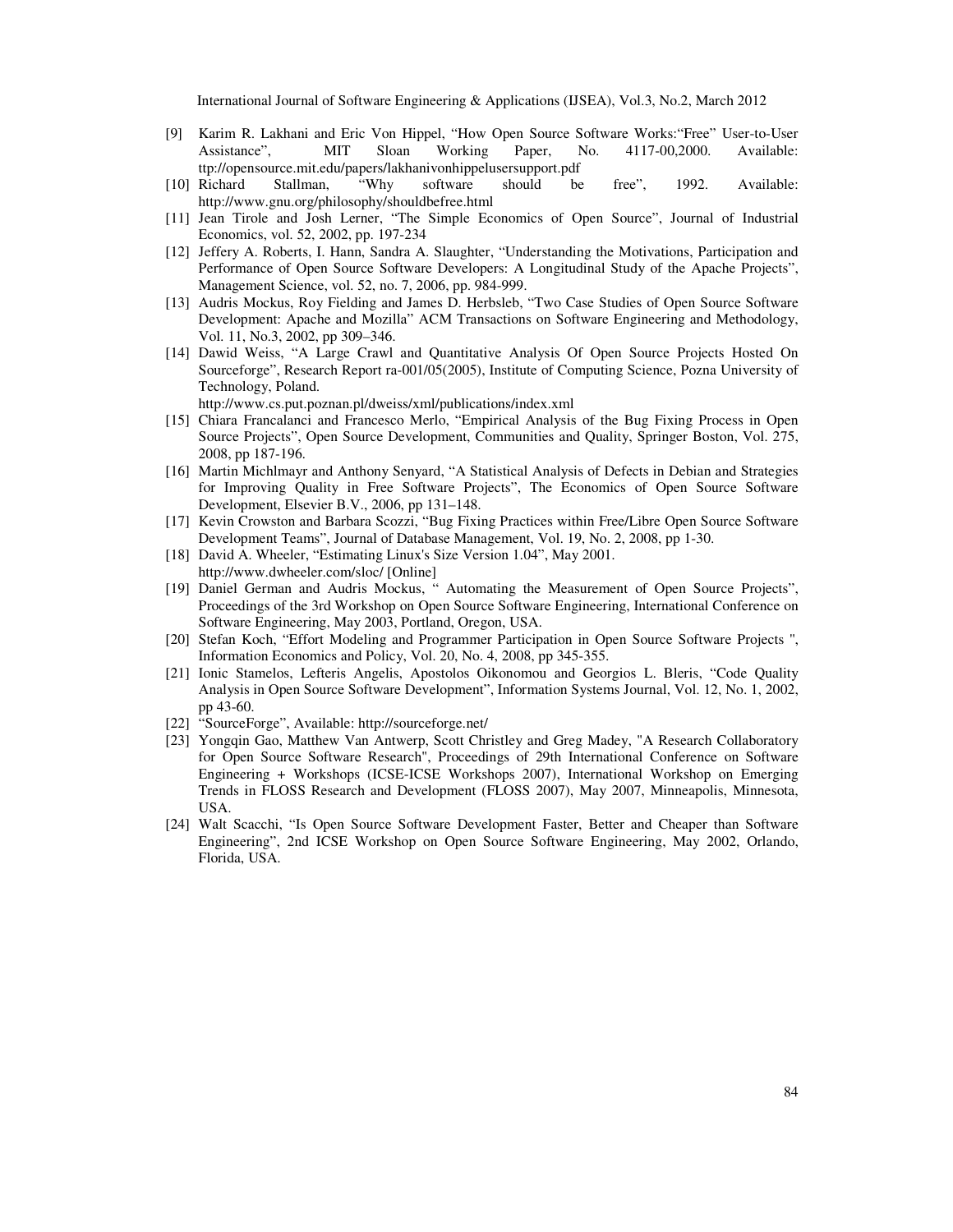[9] Karim R. Lakhani and Eric Von Hippel, "How Open Source Software Works:"Free" User-to-User Assistance", MIT Sloan Working Paper, No. 4117-00,2000. Available: ttp://opensource.mit.edu/papers/lakhanivonhippelusersupport.pdf

[10] Richard Stallman, "Why software should be free", 1992. Available: http://www.gnu.org/philosophy/shouldbefree.html

[11] Jean Tirole and Josh Lerner, "The Simple Economics of Open Source", Journal of Industrial Economics, vol. 52, 2002, pp. 197-234

[12] Jeffery A. Roberts, I. Hann, Sandra A. Slaughter, "Understanding the Motivations, Participation and Performance of Open Source Software Developers: A Longitudinal Study of the Apache Projects", Management Science, vol. 52, no. 7, 2006, pp. 984-999.

[13] Audris Mockus, Roy Fielding and James D. Herbsleb, "Two Case Studies of Open Source Software Development: Apache and Mozilla" ACM Transactions on Software Engineering and Methodology, Vol. 11, No.3, 2002, pp 309–346.

[14] Dawid Weiss, "A Large Crawl and Quantitative Analysis Of Open Source Projects Hosted On Sourceforge", Research Report ra-001/05(2005), Institute of Computing Science, Pozna University of Technology, Poland.
http://www.cs.put.poznan.pl/dweiss/xml/publications/index.xml

[15] Chiara Francalanci and Francesco Merlo, "Empirical Analysis of the Bug Fixing Process in Open Source Projects", Open Source Development, Communities and Quality, Springer Boston, Vol. 275, 2008, pp 187-196.

[16] Martin Michlmayr and Anthony Senyard, "A Statistical Analysis of Defects in Debian and Strategies for Improving Quality in Free Software Projects", The Economics of Open Source Software Development, Elsevier B.V., 2006, pp 131–148.

[17] Kevin Crowston and Barbara Scozzi, "Bug Fixing Practices within Free/Libre Open Source Software Development Teams", Journal of Database Management, Vol. 19, No. 2, 2008, pp 1-30.

[18] David A. Wheeler, "Estimating Linux's Size Version 1.04", May 2001.
http://www.dwheeler.com/sloc/ [Online]

[19] Daniel German and Audris Mockus, " Automating the Measurement of Open Source Projects", Proceedings of the 3rd Workshop on Open Source Software Engineering, International Conference on Software Engineering, May 2003, Portland, Oregon, USA.

[20] Stefan Koch, "Effort Modeling and Programmer Participation in Open Source Software Projects ", Information Economics and Policy, Vol. 20, No. 4, 2008, pp 345-355.

[21] Ionic Stamelos, Lefteris Angelis, Apostolos Oikonomou and Georgios L. Bleris, "Code Quality Analysis in Open Source Software Development", Information Systems Journal, Vol. 12, No. 1, 2002, pp 43-60.

[22] "SourceForge", Available: http://sourceforge.net/

[23] Yongqin Gao, Matthew Van Antwerp, Scott Christley and Greg Madey, "A Research Collaboratory for Open Source Software Research", Proceedings of 29th International Conference on Software Engineering + Workshops (ICSE-ICSE Workshops 2007), International Workshop on Emerging Trends in FLOSS Research and Development (FLOSS 2007), May 2007, Minneapolis, Minnesota, USA.

[24] Walt Scacchi, "Is Open Source Software Development Faster, Better and Cheaper than Software Engineering", 2nd ICSE Workshop on Open Source Software Engineering, May 2002, Orlando, Florida, USA.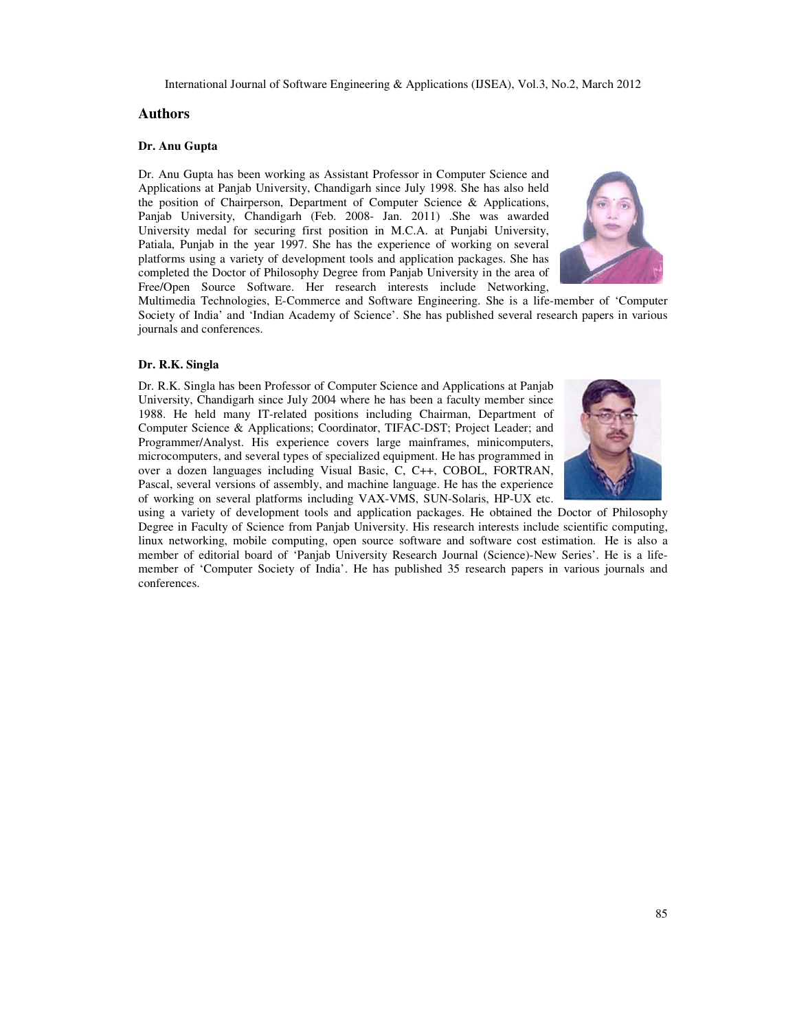## Authors

**Dr. Anu Gupta**

Dr. Anu Gupta has been working as Assistant Professor in Computer Science and Applications at Panjab University, Chandigarh since July 1998. She has also held the position of Chairperson, Department of Computer Science & Applications, Panjab University, Chandigarh (Feb. 2008- Jan. 2011) .She was awarded University medal for securing first position in M.C.A. at Punjabi University, Patiala, Punjab in the year 1997. She has the experience of working on several platforms using a variety of development tools and application packages. She has completed the Doctor of Philosophy Degree from Panjab University in the area of Free/Open Source Software. Her research interests include Networking, Multimedia Technologies, E-Commerce and Software Engineering. She is a life-member of 'Computer Society of India' and 'Indian Academy of Science'. She has published several research papers in various journals and conferences.

**Dr. R.K. Singla**

Dr. R.K. Singla has been Professor of Computer Science and Applications at Panjab University, Chandigarh since July 2004 where he has been a faculty member since 1988. He held many IT-related positions including Chairman, Department of Computer Science & Applications; Coordinator, TIFAC-DST; Project Leader; and Programmer/Analyst. His experience covers large mainframes, minicomputers, microcomputers, and several types of specialized equipment. He has programmed in over a dozen languages including Visual Basic, C, C++, COBOL, FORTRAN, Pascal, several versions of assembly, and machine language. He has the experience of working on several platforms including VAX-VMS, SUN-Solaris, HP-UX etc. using a variety of development tools and application packages. He obtained the Doctor of Philosophy Degree in Faculty of Science from Panjab University. His research interests include scientific computing, linux networking, mobile computing, open source software and software cost estimation. He is also a member of editorial board of 'Panjab University Research Journal (Science)-New Series'. He is a life-member of 'Computer Society of India'. He has published 35 research papers in various journals and conferences.